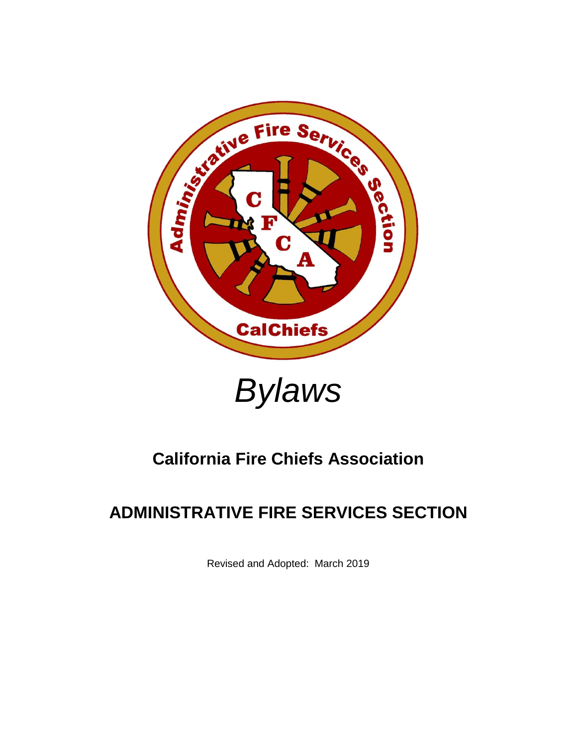# *Bylaws*

## California Fire Chiefs Association

## ADMINISTRATIVE FIRE SERVICES SECTION

Revised and Adopted: March 2019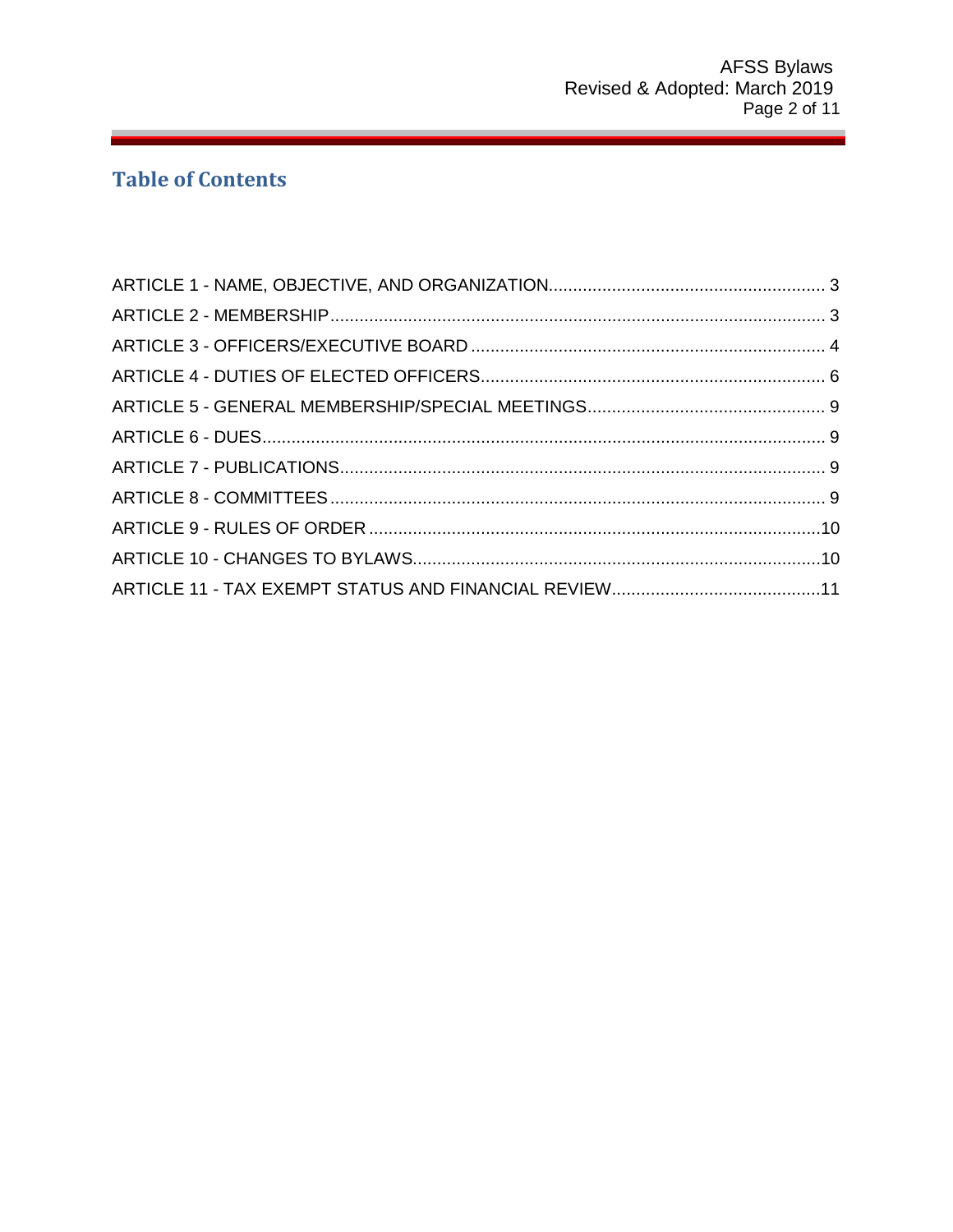## Table of Contents

ARTICLE 1 - NAME, OBJECTIVE, AND ORGANIZATION........................................................ 3
ARTICLE 2 - MEMBERSHIP..................................................................................................... 3
ARTICLE 3 - OFFICERS/EXECUTIVE BOARD ........................................................................ 4
ARTICLE 4 - DUTIES OF ELECTED OFFICERS...................................................................... 6
ARTICLE 5 - GENERAL MEMBERSHIP/SPECIAL MEETINGS................................................ 9
ARTICLE 6 - DUES................................................................................................................... 9
ARTICLE 7 - PUBLICATIONS................................................................................................... 9
ARTICLE 8 - COMMITTEES ..................................................................................................... 9
ARTICLE 9 - RULES OF ORDER ............................................................................................10
ARTICLE 10 - CHANGES TO BYLAWS....................................................................................10
ARTICLE 11 - TAX EXEMPT STATUS AND FINANCIAL REVIEW...........................................11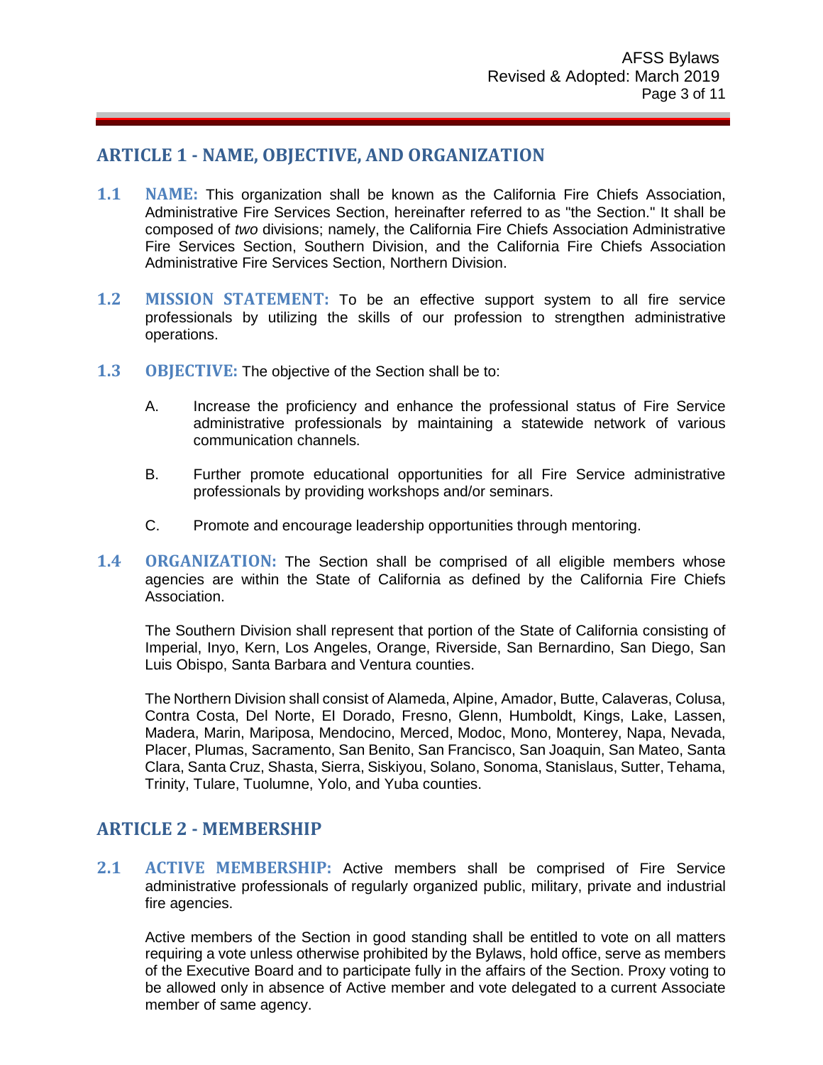## ARTICLE 1 - NAME, OBJECTIVE, AND ORGANIZATION

**1.1 NAME:** This organization shall be known as the California Fire Chiefs Association, Administrative Fire Services Section, hereinafter referred to as "the Section." It shall be composed of *two* divisions; namely, the California Fire Chiefs Association Administrative Fire Services Section, Southern Division, and the California Fire Chiefs Association Administrative Fire Services Section, Northern Division.

**1.2 MISSION STATEMENT:** To be an effective support system to all fire service professionals by utilizing the skills of our profession to strengthen administrative operations.

**1.3 OBJECTIVE:** The objective of the Section shall be to:

A. Increase the proficiency and enhance the professional status of Fire Service administrative professionals by maintaining a statewide network of various communication channels.

B. Further promote educational opportunities for all Fire Service administrative professionals by providing workshops and/or seminars.

C. Promote and encourage leadership opportunities through mentoring.

**1.4 ORGANIZATION:** The Section shall be comprised of all eligible members whose agencies are within the State of California as defined by the California Fire Chiefs Association.

The Southern Division shall represent that portion of the State of California consisting of Imperial, Inyo, Kern, Los Angeles, Orange, Riverside, San Bernardino, San Diego, San Luis Obispo, Santa Barbara and Ventura counties.

The Northern Division shall consist of Alameda, Alpine, Amador, Butte, Calaveras, Colusa, Contra Costa, Del Norte, El Dorado, Fresno, Glenn, Humboldt, Kings, Lake, Lassen, Madera, Marin, Mariposa, Mendocino, Merced, Modoc, Mono, Monterey, Napa, Nevada, Placer, Plumas, Sacramento, San Benito, San Francisco, San Joaquin, San Mateo, Santa Clara, Santa Cruz, Shasta, Sierra, Siskiyou, Solano, Sonoma, Stanislaus, Sutter, Tehama, Trinity, Tulare, Tuolumne, Yolo, and Yuba counties.

## ARTICLE 2 - MEMBERSHIP

**2.1 ACTIVE MEMBERSHIP:** Active members shall be comprised of Fire Service administrative professionals of regularly organized public, military, private and industrial fire agencies.

Active members of the Section in good standing shall be entitled to vote on all matters requiring a vote unless otherwise prohibited by the Bylaws, hold office, serve as members of the Executive Board and to participate fully in the affairs of the Section. Proxy voting to be allowed only in absence of Active member and vote delegated to a current Associate member of same agency.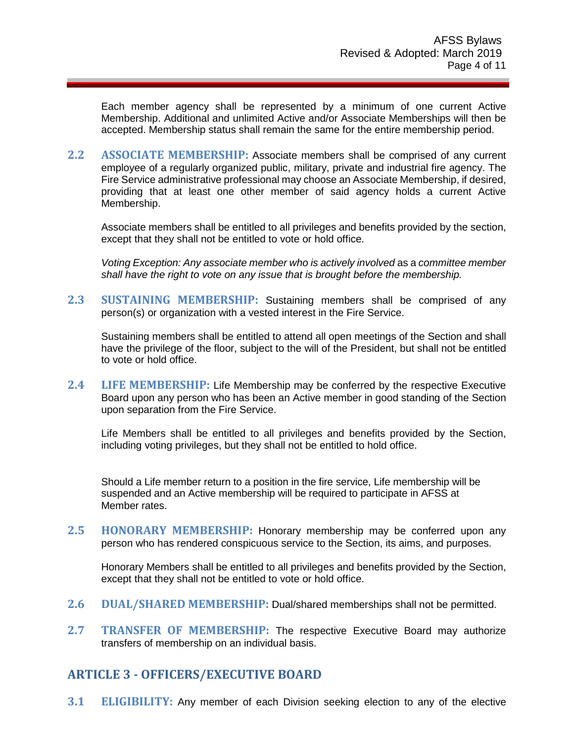Each member agency shall be represented by a minimum of one current Active Membership. Additional and unlimited Active and/or Associate Memberships will then be accepted. Membership status shall remain the same for the entire membership period.

**2.2 ASSOCIATE MEMBERSHIP:** Associate members shall be comprised of any current employee of a regularly organized public, military, private and industrial fire agency. The Fire Service administrative professional may choose an Associate Membership, if desired, providing that at least one other member of said agency holds a current Active Membership.

Associate members shall be entitled to all privileges and benefits provided by the section, except that they shall not be entitled to vote or hold office.

*Voting Exception: Any associate member who is actively involved* as a *committee member shall have the right to vote on any issue that is brought before the membership.*

**2.3 SUSTAINING MEMBERSHIP:** Sustaining members shall be comprised of any person(s) or organization with a vested interest in the Fire Service.

Sustaining members shall be entitled to attend all open meetings of the Section and shall have the privilege of the floor, subject to the will of the President, but shall not be entitled to vote or hold office.

**2.4 LIFE MEMBERSHIP:** Life Membership may be conferred by the respective Executive Board upon any person who has been an Active member in good standing of the Section upon separation from the Fire Service.

Life Members shall be entitled to all privileges and benefits provided by the Section, including voting privileges, but they shall not be entitled to hold office.

Should a Life member return to a position in the fire service, Life membership will be suspended and an Active membership will be required to participate in AFSS at Member rates.

**2.5 HONORARY MEMBERSHIP:** Honorary membership may be conferred upon any person who has rendered conspicuous service to the Section, its aims, and purposes.

Honorary Members shall be entitled to all privileges and benefits provided by the Section, except that they shall not be entitled to vote or hold office.

**2.6 DUAL/SHARED MEMBERSHIP:** Dual/shared memberships shall not be permitted.

**2.7 TRANSFER OF MEMBERSHIP:** The respective Executive Board may authorize transfers of membership on an individual basis.

## ARTICLE 3 - OFFICERS/EXECUTIVE BOARD

**3.1 ELIGIBILITY:** Any member of each Division seeking election to any of the elective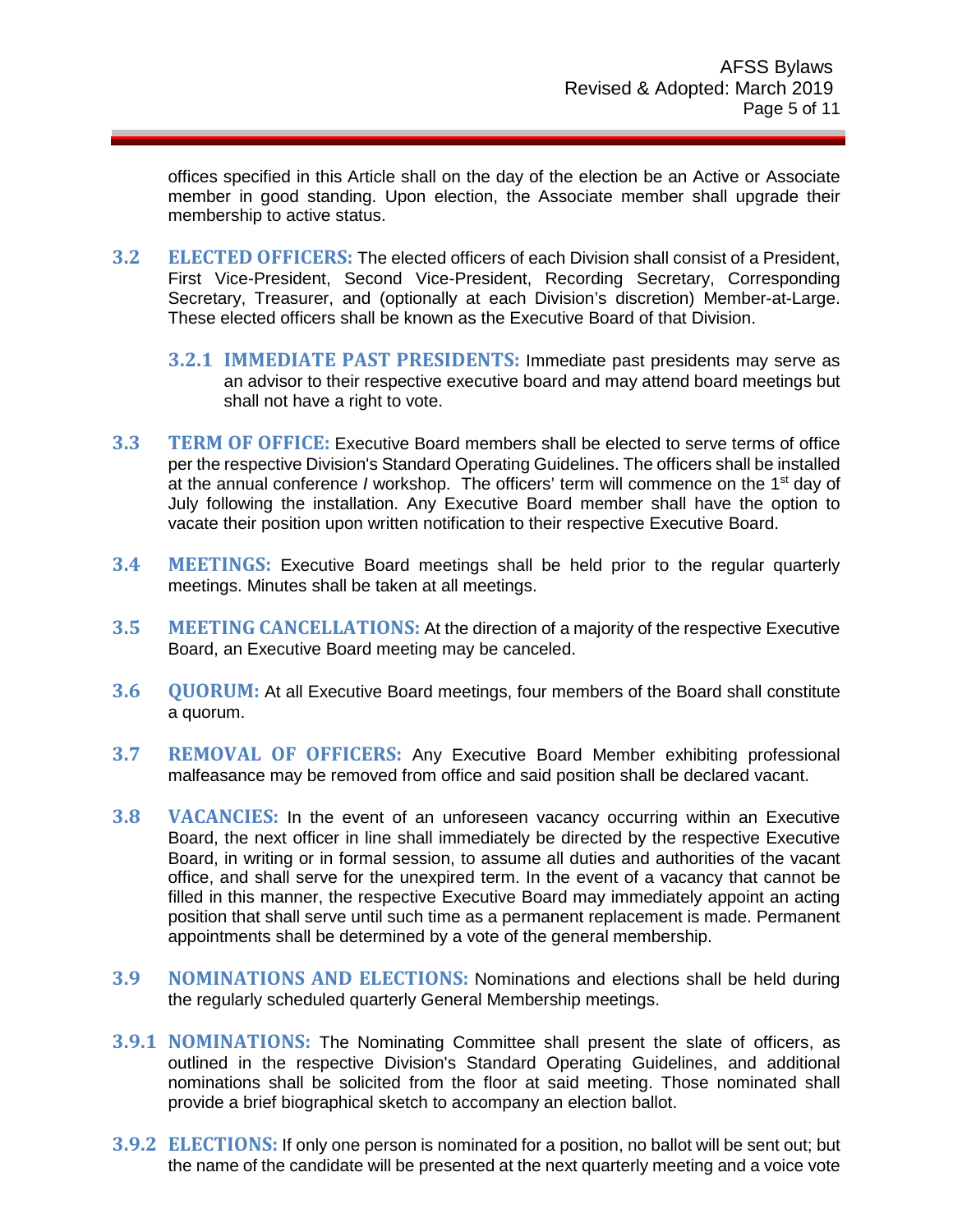offices specified in this Article shall on the day of the election be an Active or Associate member in good standing. Upon election, the Associate member shall upgrade their membership to active status.

**3.2 ELECTED OFFICERS:** The elected officers of each Division shall consist of a President, First Vice-President, Second Vice-President, Recording Secretary, Corresponding Secretary, Treasurer, and (optionally at each Division's discretion) Member-at-Large. These elected officers shall be known as the Executive Board of that Division.

**3.2.1 IMMEDIATE PAST PRESIDENTS:** Immediate past presidents may serve as an advisor to their respective executive board and may attend board meetings but shall not have a right to vote.

**3.3 TERM OF OFFICE:** Executive Board members shall be elected to serve terms of office per the respective Division's Standard Operating Guidelines. The officers shall be installed at the annual conference / workshop. The officers' term will commence on the 1st day of July following the installation. Any Executive Board member shall have the option to vacate their position upon written notification to their respective Executive Board.

**3.4 MEETINGS:** Executive Board meetings shall be held prior to the regular quarterly meetings. Minutes shall be taken at all meetings.

**3.5 MEETING CANCELLATIONS:** At the direction of a majority of the respective Executive Board, an Executive Board meeting may be canceled.

**3.6 QUORUM:** At all Executive Board meetings, four members of the Board shall constitute a quorum.

**3.7 REMOVAL OF OFFICERS:** Any Executive Board Member exhibiting professional malfeasance may be removed from office and said position shall be declared vacant.

**3.8 VACANCIES:** In the event of an unforeseen vacancy occurring within an Executive Board, the next officer in line shall immediately be directed by the respective Executive Board, in writing or in formal session, to assume all duties and authorities of the vacant office, and shall serve for the unexpired term. In the event of a vacancy that cannot be filled in this manner, the respective Executive Board may immediately appoint an acting position that shall serve until such time as a permanent replacement is made. Permanent appointments shall be determined by a vote of the general membership.

**3.9 NOMINATIONS AND ELECTIONS:** Nominations and elections shall be held during the regularly scheduled quarterly General Membership meetings.

**3.9.1 NOMINATIONS:** The Nominating Committee shall present the slate of officers, as outlined in the respective Division's Standard Operating Guidelines, and additional nominations shall be solicited from the floor at said meeting. Those nominated shall provide a brief biographical sketch to accompany an election ballot.

**3.9.2 ELECTIONS:** If only one person is nominated for a position, no ballot will be sent out; but the name of the candidate will be presented at the next quarterly meeting and a voice vote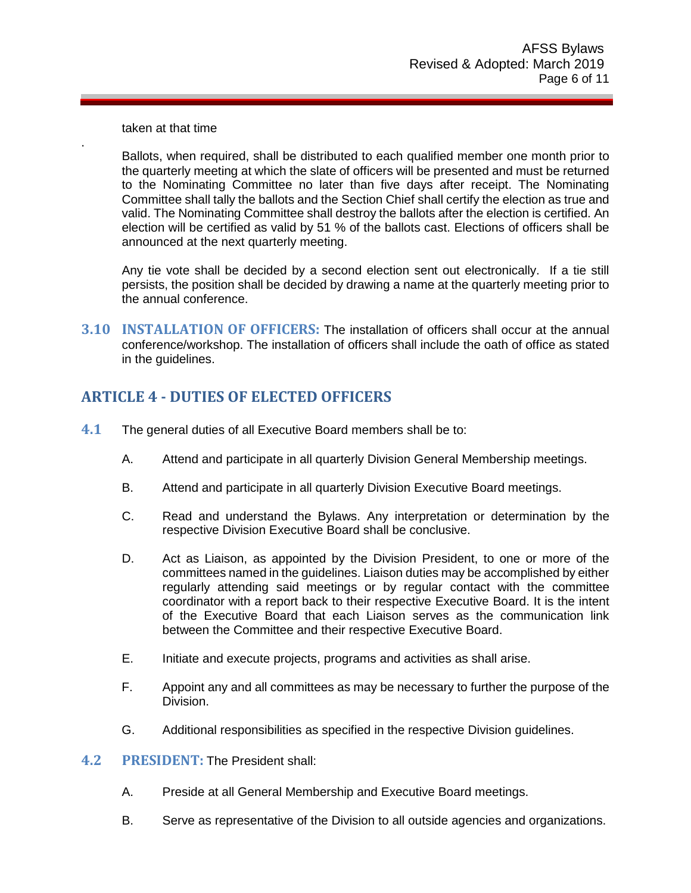taken at that time

.

Ballots, when required, shall be distributed to each qualified member one month prior to the quarterly meeting at which the slate of officers will be presented and must be returned to the Nominating Committee no later than five days after receipt. The Nominating Committee shall tally the ballots and the Section Chief shall certify the election as true and valid. The Nominating Committee shall destroy the ballots after the election is certified. An election will be certified as valid by 51 % of the ballots cast. Elections of officers shall be announced at the next quarterly meeting.

Any tie vote shall be decided by a second election sent out electronically. If a tie still persists, the position shall be decided by drawing a name at the quarterly meeting prior to the annual conference.

**3.10 INSTALLATION OF OFFICERS:** The installation of officers shall occur at the annual conference/workshop. The installation of officers shall include the oath of office as stated in the guidelines.

## ARTICLE 4 - DUTIES OF ELECTED OFFICERS

**4.1** The general duties of all Executive Board members shall be to:

A. Attend and participate in all quarterly Division General Membership meetings.

B. Attend and participate in all quarterly Division Executive Board meetings.

C. Read and understand the Bylaws. Any interpretation or determination by the respective Division Executive Board shall be conclusive.

D. Act as Liaison, as appointed by the Division President, to one or more of the committees named in the guidelines. Liaison duties may be accomplished by either regularly attending said meetings or by regular contact with the committee coordinator with a report back to their respective Executive Board. It is the intent of the Executive Board that each Liaison serves as the communication link between the Committee and their respective Executive Board.

E. Initiate and execute projects, programs and activities as shall arise.

F. Appoint any and all committees as may be necessary to further the purpose of the Division.

G. Additional responsibilities as specified in the respective Division guidelines.

**4.2 PRESIDENT:** The President shall:

A. Preside at all General Membership and Executive Board meetings.

B. Serve as representative of the Division to all outside agencies and organizations.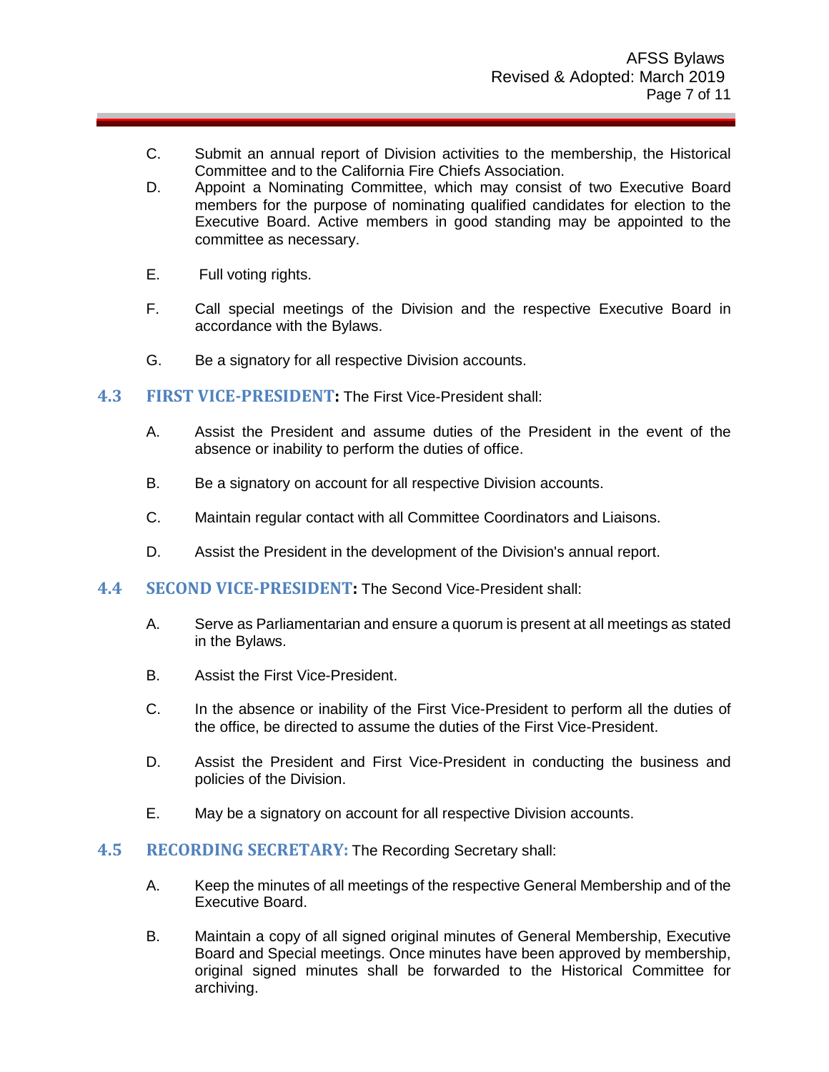C. Submit an annual report of Division activities to the membership, the Historical Committee and to the California Fire Chiefs Association.

D. Appoint a Nominating Committee, which may consist of two Executive Board members for the purpose of nominating qualified candidates for election to the Executive Board. Active members in good standing may be appointed to the committee as necessary.

E. Full voting rights.

F. Call special meetings of the Division and the respective Executive Board in accordance with the Bylaws.

G. Be a signatory for all respective Division accounts.

### 4.3 FIRST VICE-PRESIDENT: The First Vice-President shall:

A. Assist the President and assume duties of the President in the event of the absence or inability to perform the duties of office.

B. Be a signatory on account for all respective Division accounts.

C. Maintain regular contact with all Committee Coordinators and Liaisons.

D. Assist the President in the development of the Division's annual report.

### 4.4 SECOND VICE-PRESIDENT: The Second Vice-President shall:

A. Serve as Parliamentarian and ensure a quorum is present at all meetings as stated in the Bylaws.

B. Assist the First Vice-President.

C. In the absence or inability of the First Vice-President to perform all the duties of the office, be directed to assume the duties of the First Vice-President.

D. Assist the President and First Vice-President in conducting the business and policies of the Division.

E. May be a signatory on account for all respective Division accounts.

### 4.5 RECORDING SECRETARY: The Recording Secretary shall:

A. Keep the minutes of all meetings of the respective General Membership and of the Executive Board.

B. Maintain a copy of all signed original minutes of General Membership, Executive Board and Special meetings. Once minutes have been approved by membership, original signed minutes shall be forwarded to the Historical Committee for archiving.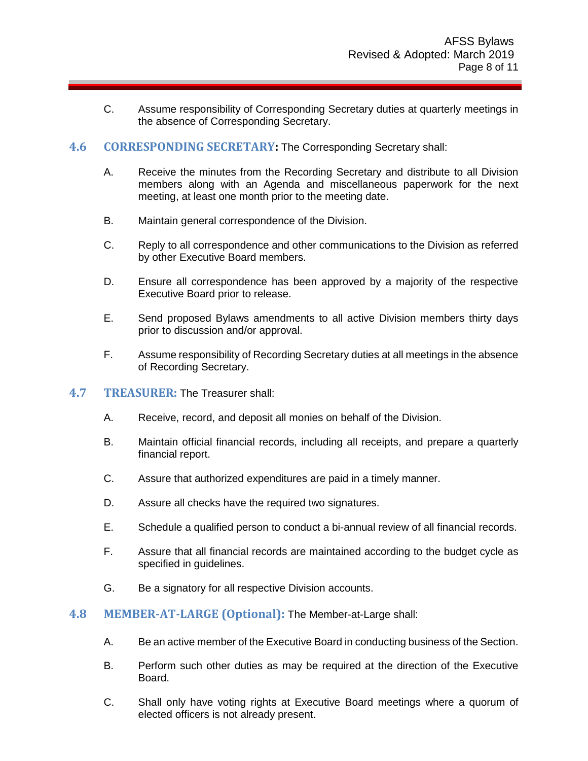C. Assume responsibility of Corresponding Secretary duties at quarterly meetings in the absence of Corresponding Secretary.

### 4.6 CORRESPONDING SECRETARY: The Corresponding Secretary shall:

A. Receive the minutes from the Recording Secretary and distribute to all Division members along with an Agenda and miscellaneous paperwork for the next meeting, at least one month prior to the meeting date.

B. Maintain general correspondence of the Division.

C. Reply to all correspondence and other communications to the Division as referred by other Executive Board members.

D. Ensure all correspondence has been approved by a majority of the respective Executive Board prior to release.

E. Send proposed Bylaws amendments to all active Division members thirty days prior to discussion and/or approval.

F. Assume responsibility of Recording Secretary duties at all meetings in the absence of Recording Secretary.

### 4.7 TREASURER: The Treasurer shall:

A. Receive, record, and deposit all monies on behalf of the Division.

B. Maintain official financial records, including all receipts, and prepare a quarterly financial report.

C. Assure that authorized expenditures are paid in a timely manner.

D. Assure all checks have the required two signatures.

E. Schedule a qualified person to conduct a bi-annual review of all financial records.

F. Assure that all financial records are maintained according to the budget cycle as specified in guidelines.

G. Be a signatory for all respective Division accounts.

### 4.8 MEMBER-AT-LARGE (Optional): The Member-at-Large shall:

A. Be an active member of the Executive Board in conducting business of the Section.

B. Perform such other duties as may be required at the direction of the Executive Board.

C. Shall only have voting rights at Executive Board meetings where a quorum of elected officers is not already present.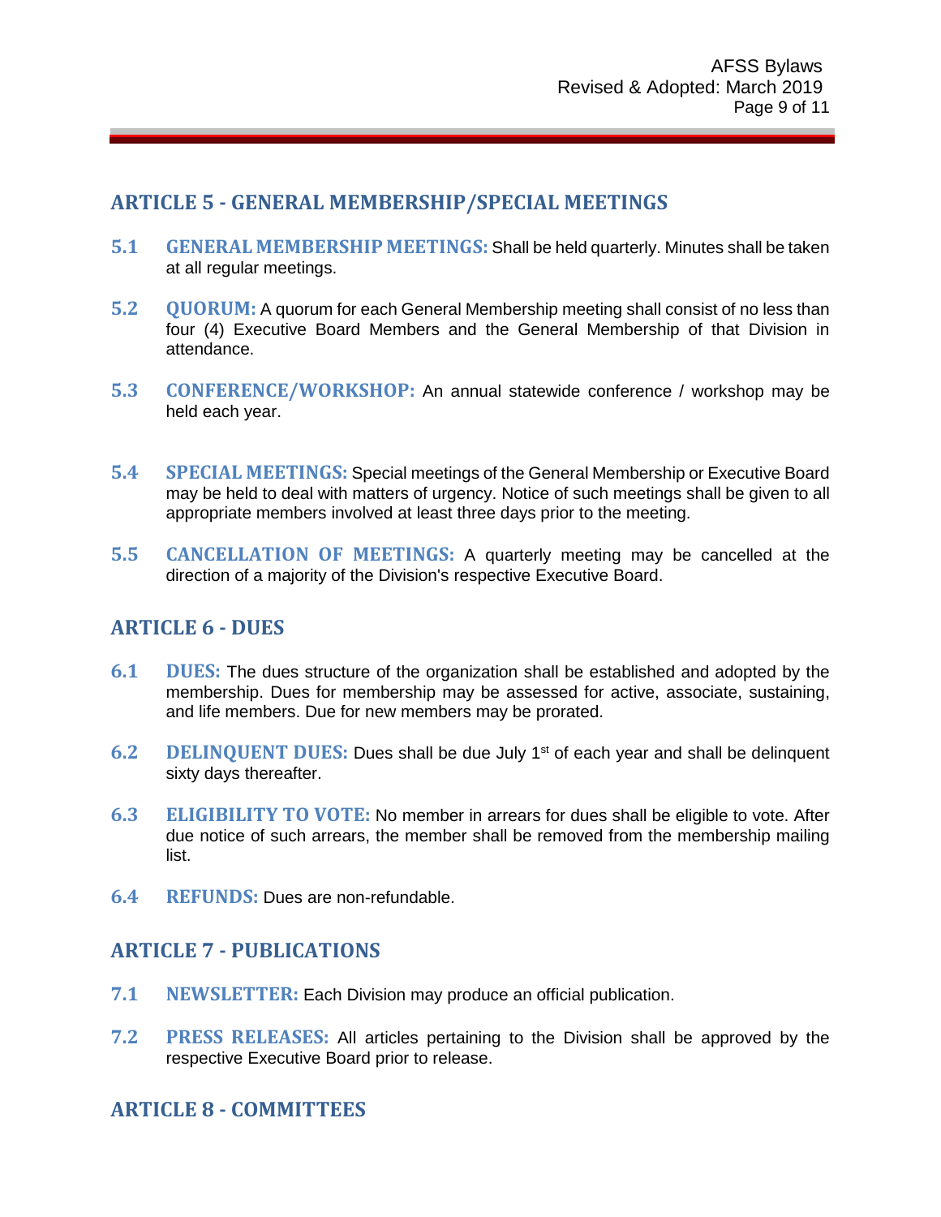## ARTICLE 5 - GENERAL MEMBERSHIP/SPECIAL MEETINGS

**5.1 GENERAL MEMBERSHIP MEETINGS:** Shall be held quarterly. Minutes shall be taken at all regular meetings.

**5.2 QUORUM:** A quorum for each General Membership meeting shall consist of no less than four (4) Executive Board Members and the General Membership of that Division in attendance.

**5.3 CONFERENCE/WORKSHOP:** An annual statewide conference / workshop may be held each year.

**5.4 SPECIAL MEETINGS:** Special meetings of the General Membership or Executive Board may be held to deal with matters of urgency. Notice of such meetings shall be given to all appropriate members involved at least three days prior to the meeting.

**5.5 CANCELLATION OF MEETINGS:** A quarterly meeting may be cancelled at the direction of a majority of the Division's respective Executive Board.

## ARTICLE 6 - DUES

**6.1 DUES:** The dues structure of the organization shall be established and adopted by the membership. Dues for membership may be assessed for active, associate, sustaining, and life members. Due for new members may be prorated.

**6.2 DELINQUENT DUES:** Dues shall be due July 1st of each year and shall be delinquent sixty days thereafter.

**6.3 ELIGIBILITY TO VOTE:** No member in arrears for dues shall be eligible to vote. After due notice of such arrears, the member shall be removed from the membership mailing list.

**6.4 REFUNDS:** Dues are non-refundable.

## ARTICLE 7 - PUBLICATIONS

**7.1 NEWSLETTER:** Each Division may produce an official publication.

**7.2 PRESS RELEASES:** All articles pertaining to the Division shall be approved by the respective Executive Board prior to release.

## ARTICLE 8 - COMMITTEES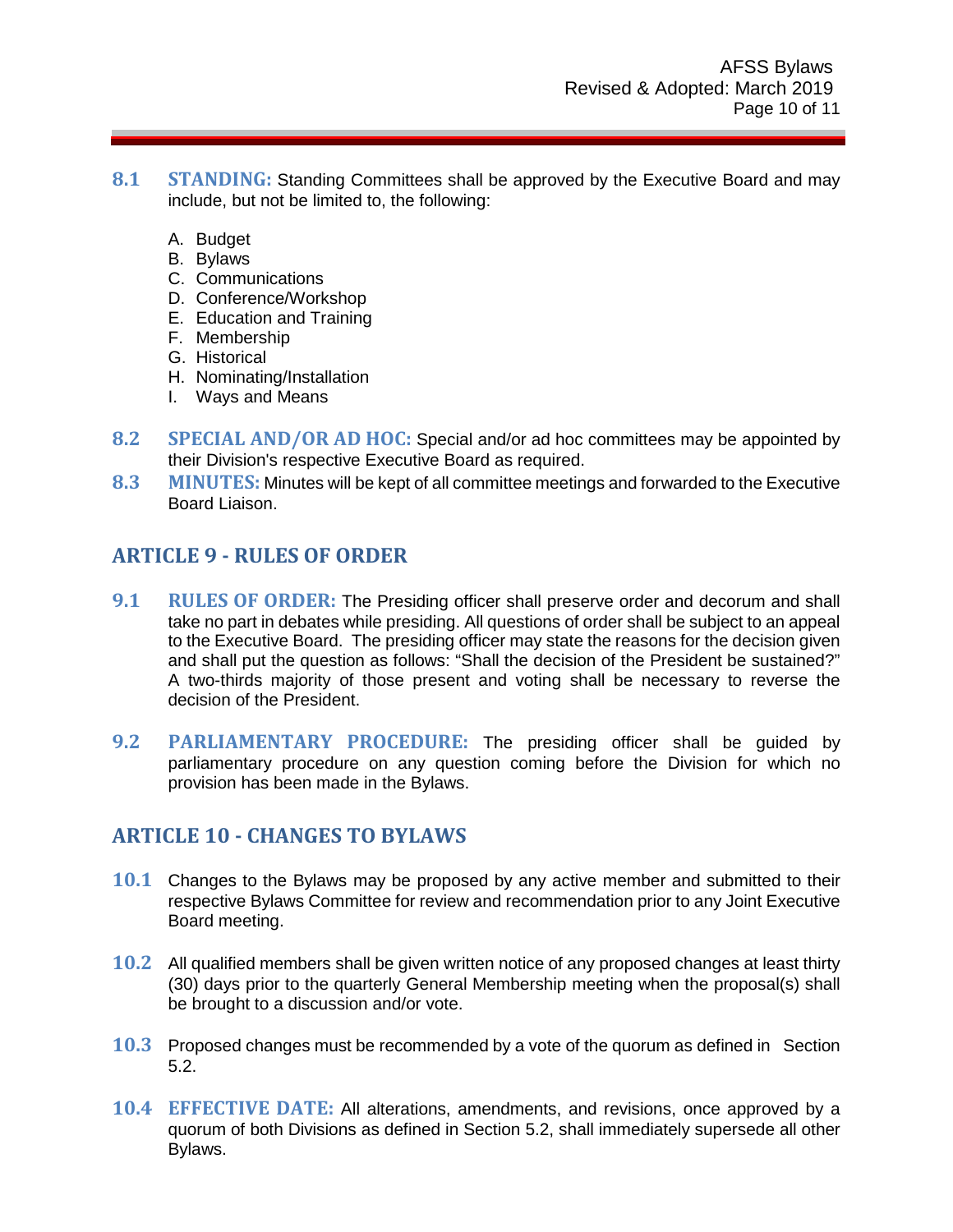**8.1 STANDING:** Standing Committees shall be approved by the Executive Board and may include, but not be limited to, the following:

A. Budget
B. Bylaws
C. Communications
D. Conference/Workshop
E. Education and Training
F. Membership
G. Historical
H. Nominating/Installation
I. Ways and Means

**8.2 SPECIAL AND/OR AD HOC:** Special and/or ad hoc committees may be appointed by their Division's respective Executive Board as required.

**8.3 MINUTES:** Minutes will be kept of all committee meetings and forwarded to the Executive Board Liaison.

## ARTICLE 9 - RULES OF ORDER

**9.1 RULES OF ORDER:** The Presiding officer shall preserve order and decorum and shall take no part in debates while presiding. All questions of order shall be subject to an appeal to the Executive Board. The presiding officer may state the reasons for the decision given and shall put the question as follows: "Shall the decision of the President be sustained?" A two-thirds majority of those present and voting shall be necessary to reverse the decision of the President.

**9.2 PARLIAMENTARY PROCEDURE:** The presiding officer shall be guided by parliamentary procedure on any question coming before the Division for which no provision has been made in the Bylaws.

## ARTICLE 10 - CHANGES TO BYLAWS

**10.1** Changes to the Bylaws may be proposed by any active member and submitted to their respective Bylaws Committee for review and recommendation prior to any Joint Executive Board meeting.

**10.2** All qualified members shall be given written notice of any proposed changes at least thirty (30) days prior to the quarterly General Membership meeting when the proposal(s) shall be brought to a discussion and/or vote.

**10.3** Proposed changes must be recommended by a vote of the quorum as defined in Section 5.2.

**10.4 EFFECTIVE DATE:** All alterations, amendments, and revisions, once approved by a quorum of both Divisions as defined in Section 5.2, shall immediately supersede all other Bylaws.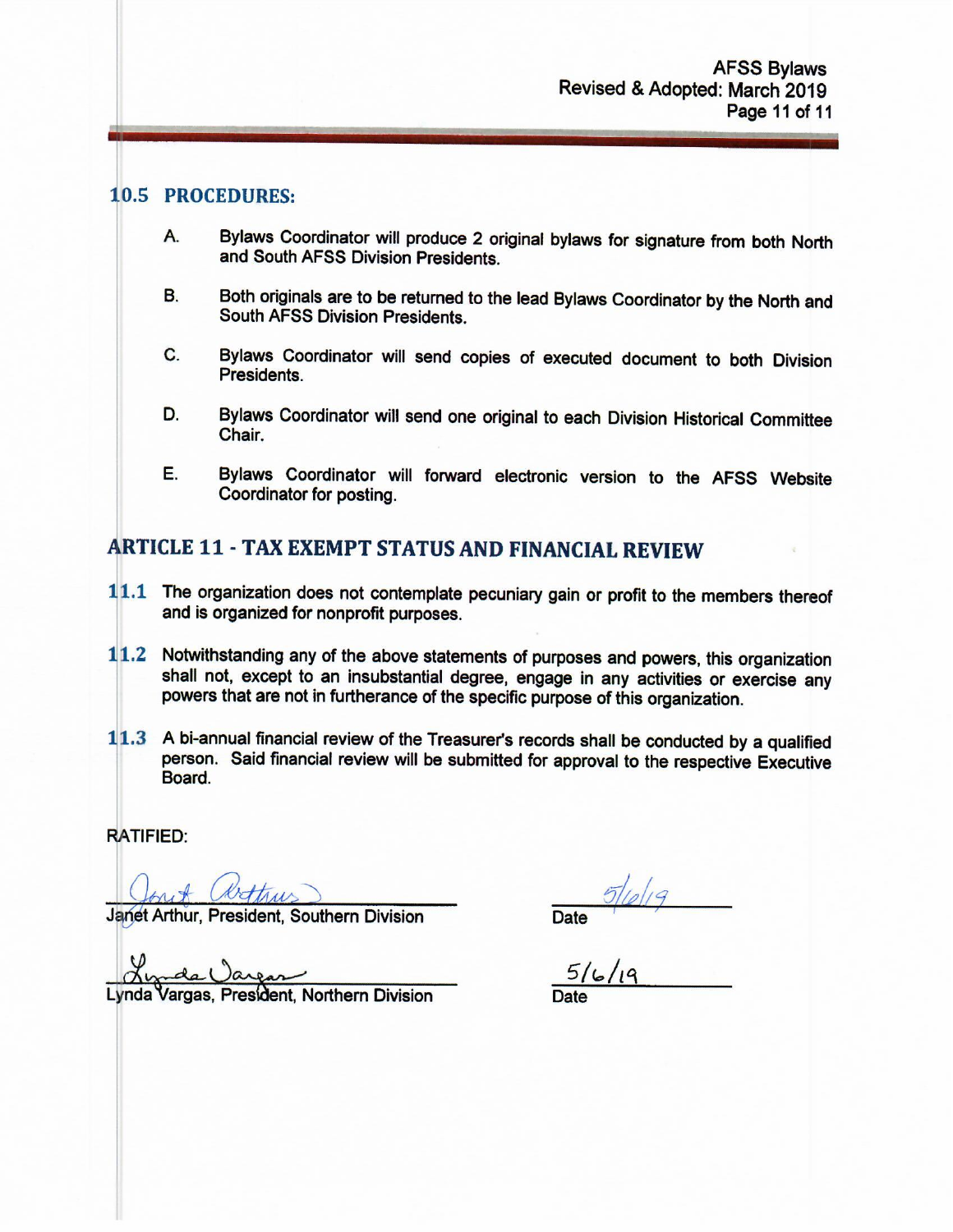### 10.5 PROCEDURES:

A. Bylaws Coordinator will produce 2 original bylaws for signature from both North and South AFSS Division Presidents.

B. Both originals are to be returned to the lead Bylaws Coordinator by the North and South AFSS Division Presidents.

C. Bylaws Coordinator will send copies of executed document to both Division Presidents.

D. Bylaws Coordinator will send one original to each Division Historical Committee Chair.

E. Bylaws Coordinator will forward electronic version to the AFSS Website Coordinator for posting.

## ARTICLE 11 - TAX EXEMPT STATUS AND FINANCIAL REVIEW

**11.1** The organization does not contemplate pecuniary gain or profit to the members thereof and is organized for nonprofit purposes.

**11.2** Notwithstanding any of the above statements of purposes and powers, this organization shall not, except to an insubstantial degree, engage in any activities or exercise any powers that are not in furtherance of the specific purpose of this organization.

**11.3** A bi-annual financial review of the Treasurer's records shall be conducted by a qualified person. Said financial review will be submitted for approval to the respective Executive Board.

RATIFIED:

Janet Arthur (signature)
Janet Arthur, President, Southern Division — Date: 5/6/19

Lynda Vargas (signature)
Lynda Vargas, President, Northern Division — Date: 5/6/19